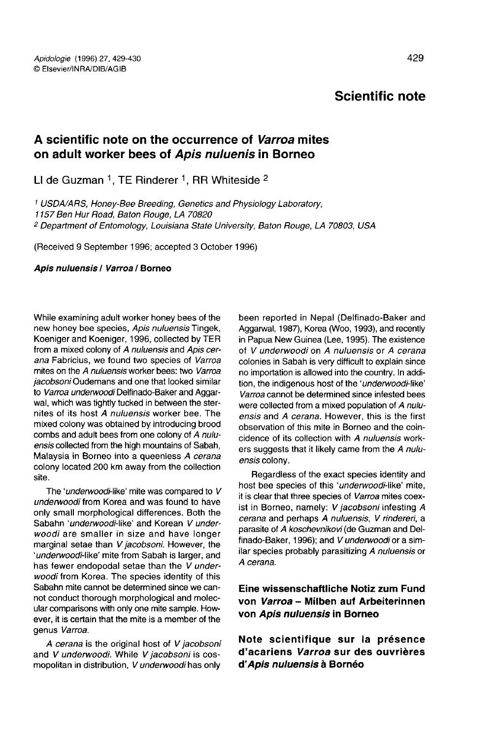# Scientific note

## A scientific note on the occurrence of *Varroa* mites on adult worker bees of *Apis nuluenis* in Borneo

LI de Guzman [1], TE Rinderer [1], RR Whiteside [2]

[1] USDA/ARS, Honey-Bee Breeding, Genetics and Physiology Laboratory, 1157 Ben Hur Road, Baton Rouge, LA 70820

[2] Department of Entomology, Louisiana State University, Baton Rouge, LA 70803, USA

(Received 9 September 1996; accepted 3 October 1996)

***Apis nuluensis* / *Varroa* / Borneo**

While examining adult worker honey bees of the new honey bee species, *Apis nuluensis* Tingek, Koeniger and Koeniger, 1996, collected by TER from a mixed colony of *A nuluensis* and *Apis cerana* Fabricius, we found two species of *Varroa* mites on the *A nuluensis* worker bees: two *Varroa jacobsoni* Oudemans and one that looked similar to *Varroa underwoodi* Delfinado-Baker and Aggarwal, which was tightly tucked in between the sternites of its host *A nuluensis* worker bee. The mixed colony was obtained by introducing brood combs and adult bees from one colony of *A nuluensis* collected from the high mountains of Sabah, Malaysia in Borneo into a queenless *A cerana* colony located 200 km away from the collection site.

The '*underwoodi*-like' mite was compared to *V underwoodi* from Korea and was found to have only small morphological differences. Both the Sabahn '*underwoodi*-like' and Korean *V underwoodi* are smaller in size and have longer marginal setae than *V jacobsoni*. However, the '*underwoodi*-like' mite from Sabah is larger, and has fewer endopodal setae than the *V underwoodi* from Korea. The species identity of this Sabahn mite cannot be determined since we cannot conduct thorough morphological and molecular comparisons with only one mite sample. However, it is certain that the mite is a member of the genus *Varroa*.

*A cerana* is the original host of *V jacobsoni* and *V underwoodi*. While *V jacobsoni* is cosmopolitan in distribution, *V underwoodi* has only been reported in Nepal (Delfinado-Baker and Aggarwal, 1987), Korea (Woo, 1993), and recently in Papua New Guinea (Lee, 1995). The existence of *V underwoodi* on *A nuluensis* or *A cerana* colonies in Sabah is very difficult to explain since no importation is allowed into the country. In addition, the indigenous host of the '*underwoodi*-like' *Varroa* cannot be determined since infested bees were collected from a mixed population of *A nuluensis* and *A cerana*. However, this is the first observation of this mite in Borneo and the coincidence of its collection with *A nuluensis* workers suggests that it likely came from the *A nuluensis* colony.

Regardless of the exact species identity and host bee species of this '*underwoodi*-like' mite, it is clear that three species of *Varroa* mites coexist in Borneo, namely: *V jacobsoni* infesting *A cerana* and perhaps *A nuluensis*, *V rindereri*, a parasite of *A koschevnikovi* (de Guzman and Delfinado-Baker, 1996); and *V underwoodi* or a similar species probably parasitizing *A nuluensis* or *A cerana*.

### Eine wissenschaftliche Notiz zum Fund von *Varroa* – Milben auf Arbeiterinnen von *Apis nuluensis* in Borneo

### Note scientifique sur la présence d'acariens *Varroa* sur des ouvrières d'*Apis nuluensis* à Bornéo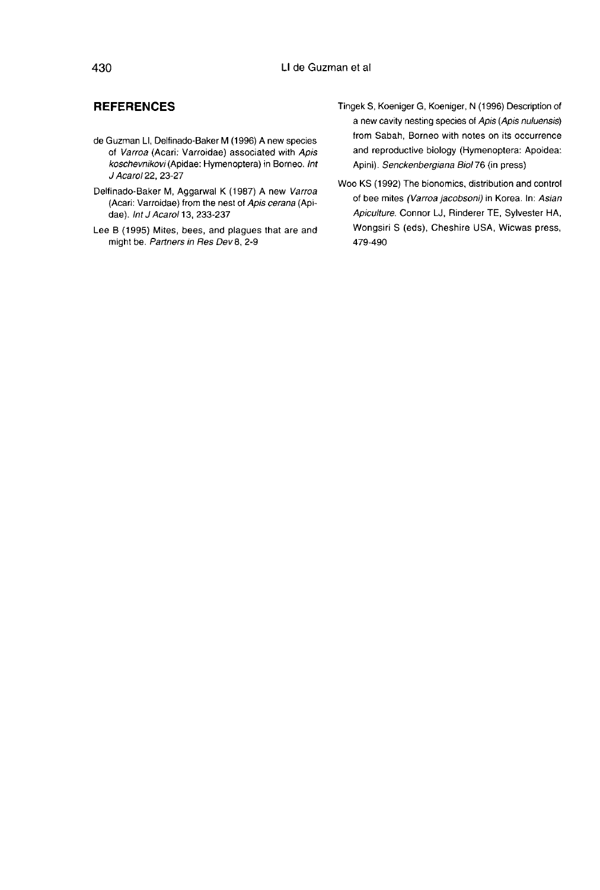## REFERENCES

de Guzman LI, Delfinado-Baker M (1996) A new species of *Varroa* (Acari: Varroidae) associated with *Apis koschevnikovi* (Apidae: Hymenoptera) in Borneo. *Int J Acarol* 22, 23-27

Delfinado-Baker M, Aggarwal K (1987) A new *Varroa* (Acari: Varroidae) from the nest of *Apis cerana* (Apidae). *Int J Acarol* 13, 233-237

Lee B (1995) Mites, bees, and plagues that are and might be. *Partners in Res Dev* 8, 2-9

Tingek S, Koeniger G, Koeniger, N (1996) Description of a new cavity nesting species of *Apis* (*Apis nuluensis*) from Sabah, Borneo with notes on its occurrence and reproductive biology (Hymenoptera: Apoidea: Apini). *Senckenbergiana Biol* 76 (in press)

Woo KS (1992) The bionomics, distribution and control of bee mites *(Varroa jacobsoni)* in Korea. In: *Asian Apiculture*. Connor LJ, Rinderer TE, Sylvester HA, Wongsiri S (eds), Cheshire USA, Wicwas press, 479-490